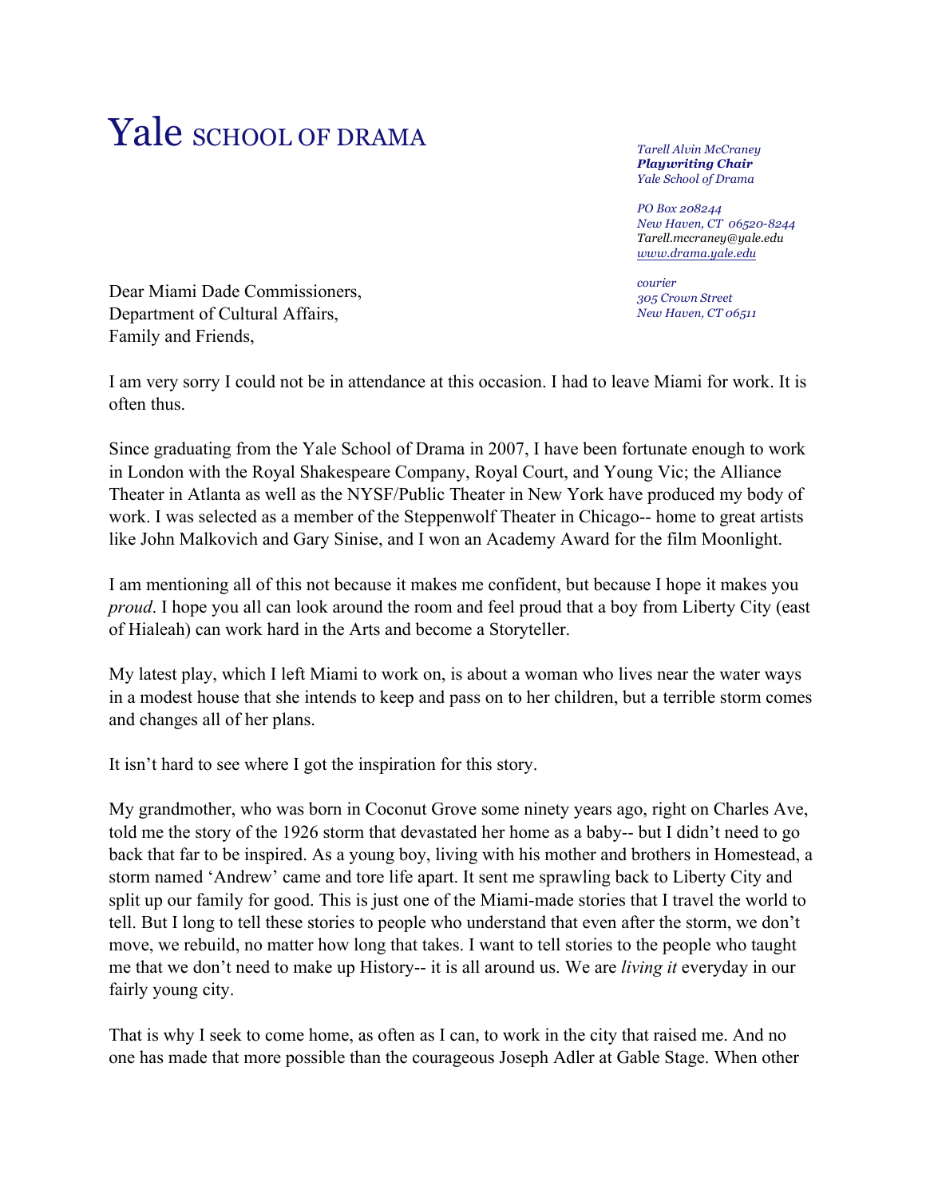# Yale SCHOOL OF DRAMA

*Tarell Alvin McCraney*
***Playwriting Chair***
*Yale School of Drama*

*PO Box 208244*
*New Haven, CT 06520-8244*
*Tarell.mccraney@yale.edu*
*www.drama.yale.edu*

*courier*
*305 Crown Street*
*New Haven, CT 06511*

Dear Miami Dade Commissioners,
Department of Cultural Affairs,
Family and Friends,

I am very sorry I could not be in attendance at this occasion. I had to leave Miami for work. It is often thus.

Since graduating from the Yale School of Drama in 2007, I have been fortunate enough to work in London with the Royal Shakespeare Company, Royal Court, and Young Vic; the Alliance Theater in Atlanta as well as the NYSF/Public Theater in New York have produced my body of work. I was selected as a member of the Steppenwolf Theater in Chicago-- home to great artists like John Malkovich and Gary Sinise, and I won an Academy Award for the film Moonlight.

I am mentioning all of this not because it makes me confident, but because I hope it makes you *proud*. I hope you all can look around the room and feel proud that a boy from Liberty City (east of Hialeah) can work hard in the Arts and become a Storyteller.

My latest play, which I left Miami to work on, is about a woman who lives near the water ways in a modest house that she intends to keep and pass on to her children, but a terrible storm comes and changes all of her plans.

It isn't hard to see where I got the inspiration for this story.

My grandmother, who was born in Coconut Grove some ninety years ago, right on Charles Ave, told me the story of the 1926 storm that devastated her home as a baby-- but I didn't need to go back that far to be inspired. As a young boy, living with his mother and brothers in Homestead, a storm named 'Andrew' came and tore life apart. It sent me sprawling back to Liberty City and split up our family for good. This is just one of the Miami-made stories that I travel the world to tell. But I long to tell these stories to people who understand that even after the storm, we don't move, we rebuild, no matter how long that takes. I want to tell stories to the people who taught me that we don't need to make up History-- it is all around us. We are *living it* everyday in our fairly young city.

That is why I seek to come home, as often as I can, to work in the city that raised me. And no one has made that more possible than the courageous Joseph Adler at Gable Stage. When other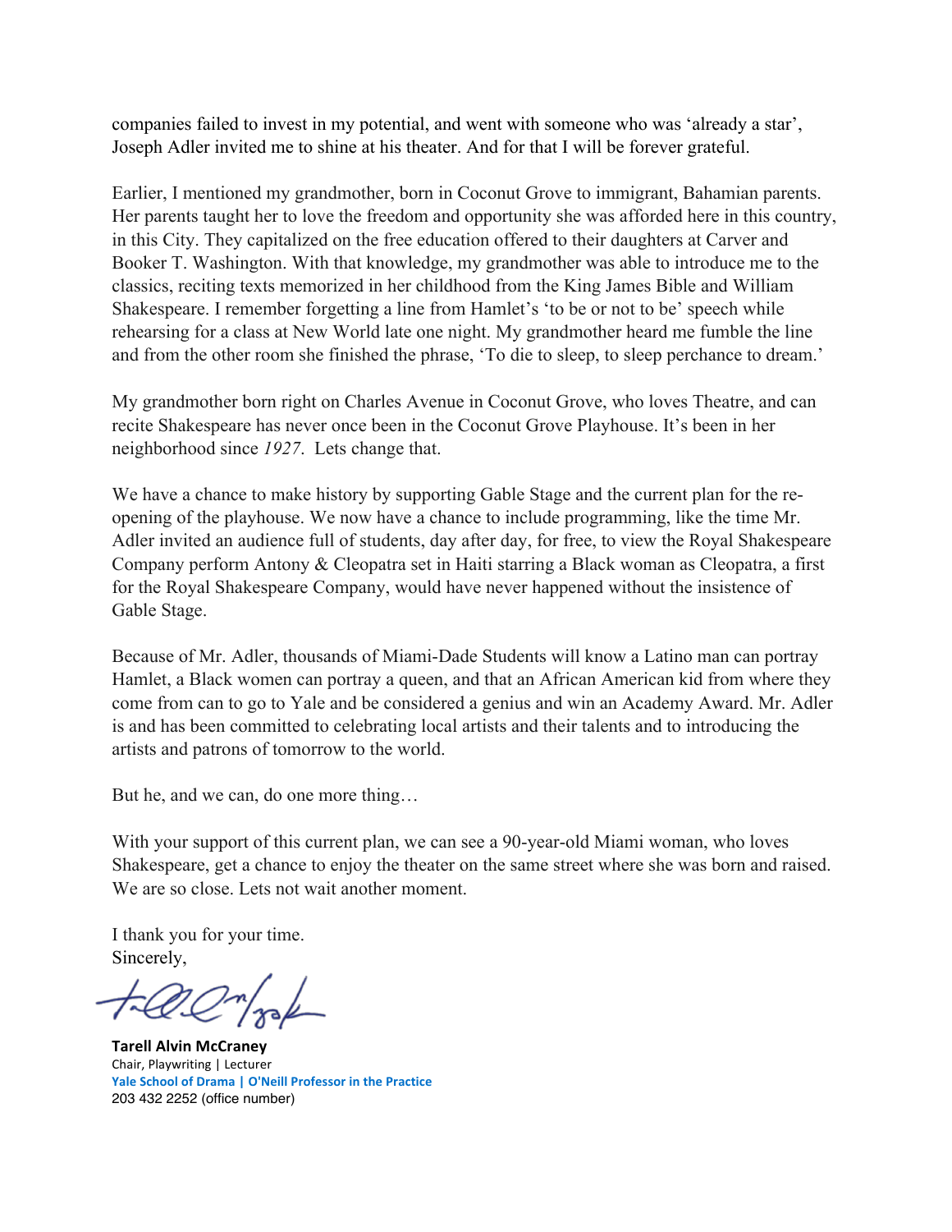companies failed to invest in my potential, and went with someone who was 'already a star', Joseph Adler invited me to shine at his theater. And for that I will be forever grateful.

Earlier, I mentioned my grandmother, born in Coconut Grove to immigrant, Bahamian parents. Her parents taught her to love the freedom and opportunity she was afforded here in this country, in this City. They capitalized on the free education offered to their daughters at Carver and Booker T. Washington. With that knowledge, my grandmother was able to introduce me to the classics, reciting texts memorized in her childhood from the King James Bible and William Shakespeare. I remember forgetting a line from Hamlet's 'to be or not to be' speech while rehearsing for a class at New World late one night. My grandmother heard me fumble the line and from the other room she finished the phrase, 'To die to sleep, to sleep perchance to dream.'

My grandmother born right on Charles Avenue in Coconut Grove, who loves Theatre, and can recite Shakespeare has never once been in the Coconut Grove Playhouse. It's been in her neighborhood since *1927*. Lets change that.

We have a chance to make history by supporting Gable Stage and the current plan for the re-opening of the playhouse. We now have a chance to include programming, like the time Mr. Adler invited an audience full of students, day after day, for free, to view the Royal Shakespeare Company perform Antony & Cleopatra set in Haiti starring a Black woman as Cleopatra, a first for the Royal Shakespeare Company, would have never happened without the insistence of Gable Stage.

Because of Mr. Adler, thousands of Miami-Dade Students will know a Latino man can portray Hamlet, a Black women can portray a queen, and that an African American kid from where they come from can to go to Yale and be considered a genius and win an Academy Award. Mr. Adler is and has been committed to celebrating local artists and their talents and to introducing the artists and patrons of tomorrow to the world.

But he, and we can, do one more thing…

With your support of this current plan, we can see a 90-year-old Miami woman, who loves Shakespeare, get a chance to enjoy the theater on the same street where she was born and raised. We are so close. Lets not wait another moment.

I thank you for your time.
Sincerely,

**Tarell Alvin McCraney**
Chair, Playwriting | Lecturer
**Yale School of Drama | O'Neill Professor in the Practice**
203 432 2252 (office number)